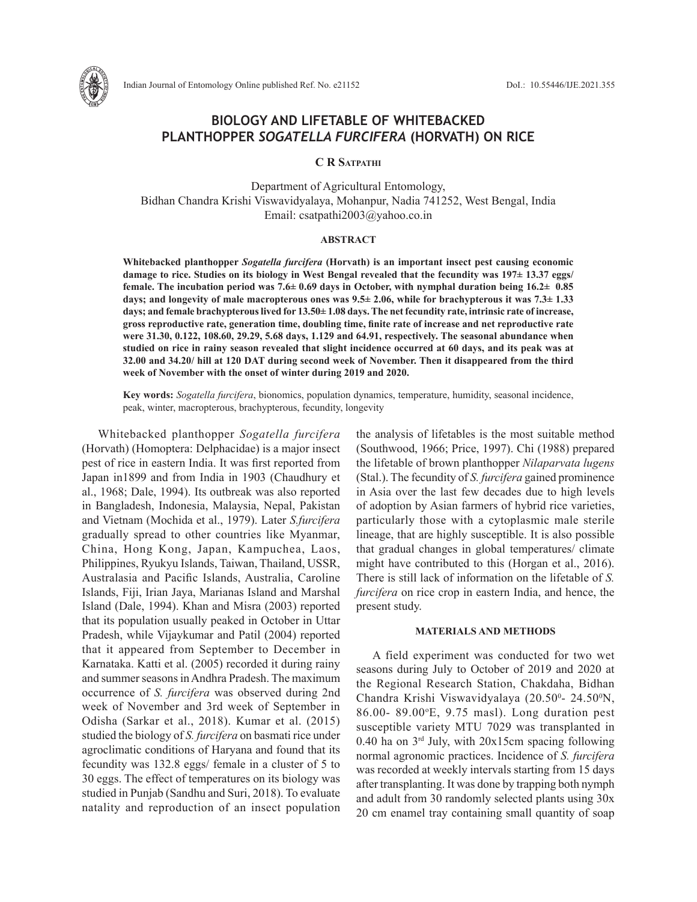# BIOLOGY AND LIFETABLE OF WHITEBACKED PLANTHOPPER *SOGATELLA FURCIFERA* (HORVATH) ON RICE

**C R Satpathi**

Department of Agricultural Entomology,
Bidhan Chandra Krishi Viswavidyalaya, Mohanpur, Nadia 741252, West Bengal, India
Email: csatpathi2003@yahoo.co.in

## ABSTRACT

**Whitebacked planthopper *Sogatella furcifera* (Horvath) is an important insect pest causing economic damage to rice. Studies on its biology in West Bengal revealed that the fecundity was 197± 13.37 eggs/ female. The incubation period was 7.6± 0.69 days in October, with nymphal duration being 16.2± 0.85 days; and longevity of male macropterous ones was 9.5± 2.06, while for brachypterous it was 7.3± 1.33 days; and female brachypterous lived for 13.50± 1.08 days. The net fecundity rate, intrinsic rate of increase, gross reproductive rate, generation time, doubling time, finite rate of increase and net reproductive rate were 31.30, 0.122, 108.60, 29.29, 5.68 days, 1.129 and 64.91, respectively. The seasonal abundance when studied on rice in rainy season revealed that slight incidence occurred at 60 days, and its peak was at 32.00 and 34.20/ hill at 120 DAT during second week of November. Then it disappeared from the third week of November with the onset of winter during 2019 and 2020.**

**Key words:** *Sogatella furcifera*, bionomics, population dynamics, temperature, humidity, seasonal incidence, peak, winter, macropterous, brachypterous, fecundity, longevity

Whitebacked planthopper *Sogatella furcifera* (Horvath) (Homoptera: Delphacidae) is a major insect pest of rice in eastern India. It was first reported from Japan in1899 and from India in 1903 (Chaudhury et al., 1968; Dale, 1994). Its outbreak was also reported in Bangladesh, Indonesia, Malaysia, Nepal, Pakistan and Vietnam (Mochida et al., 1979). Later *S.furcifera* gradually spread to other countries like Myanmar, China, Hong Kong, Japan, Kampuchea, Laos, Philippines, Ryukyu Islands, Taiwan, Thailand, USSR, Australasia and Pacific Islands, Australia, Caroline Islands, Fiji, Irian Jaya, Marianas Island and Marshal Island (Dale, 1994). Khan and Misra (2003) reported that its population usually peaked in October in Uttar Pradesh, while Vijaykumar and Patil (2004) reported that it appeared from September to December in Karnataka. Katti et al. (2005) recorded it during rainy and summer seasons in Andhra Pradesh. The maximum occurrence of *S. furcifera* was observed during 2nd week of November and 3rd week of September in Odisha (Sarkar et al., 2018). Kumar et al. (2015) studied the biology of *S. furcifera* on basmati rice under agroclimatic conditions of Haryana and found that its fecundity was 132.8 eggs/ female in a cluster of 5 to 30 eggs. The effect of temperatures on its biology was studied in Punjab (Sandhu and Suri, 2018). To evaluate natality and reproduction of an insect population the analysis of lifetables is the most suitable method (Southwood, 1966; Price, 1997). Chi (1988) prepared the lifetable of brown planthopper *Nilaparvata lugens* (Stal.). The fecundity of *S. furcifera* gained prominence in Asia over the last few decades due to high levels of adoption by Asian farmers of hybrid rice varieties, particularly those with a cytoplasmic male sterile lineage, that are highly susceptible. It is also possible that gradual changes in global temperatures/ climate might have contributed to this (Horgan et al., 2016). There is still lack of information on the lifetable of *S. furcifera* on rice crop in eastern India, and hence, the present study.

## MATERIALS AND METHODS

A field experiment was conducted for two wet seasons during July to October of 2019 and 2020 at the Regional Research Station, Chakdaha, Bidhan Chandra Krishi Viswavidyalaya (20.50°- 24.50°N, 86.00- 89.00°E, 9.75 masl). Long duration pest susceptible variety MTU 7029 was transplanted in 0.40 ha on 3rd July, with 20x15cm spacing following normal agronomic practices. Incidence of *S. furcifera* was recorded at weekly intervals starting from 15 days after transplanting. It was done by trapping both nymph and adult from 30 randomly selected plants using 30x 20 cm enamel tray containing small quantity of soap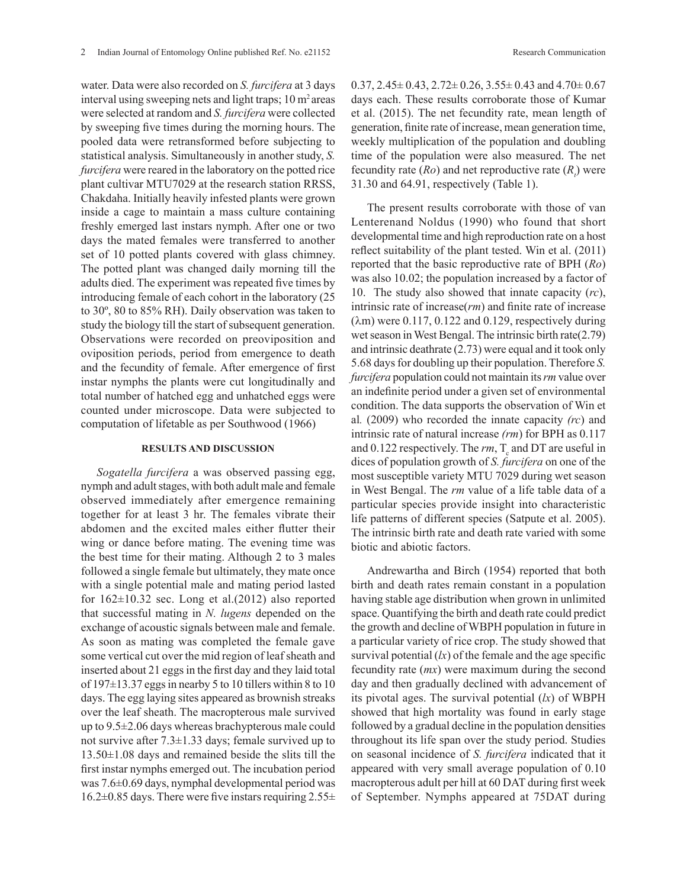water. Data were also recorded on *S. furcifera* at 3 days interval using sweeping nets and light traps; 10 $m^2$ areas were selected at random and *S. furcifera* were collected by sweeping five times during the morning hours. The pooled data were retransformed before subjecting to statistical analysis. Simultaneously in another study, *S. furcifera* were reared in the laboratory on the potted rice plant cultivar MTU7029 at the research station RRSS, Chakdaha. Initially heavily infested plants were grown inside a cage to maintain a mass culture containing freshly emerged last instars nymph. After one or two days the mated females were transferred to another set of 10 potted plants covered with glass chimney. The potted plant was changed daily morning till the adults died. The experiment was repeated five times by introducing female of each cohort in the laboratory (25 to 30º, 80 to 85% RH). Daily observation was taken to study the biology till the start of subsequent generation. Observations were recorded on preoviposition and oviposition periods, period from emergence to death and the fecundity of female. After emergence of first instar nymphs the plants were cut longitudinally and total number of hatched egg and unhatched eggs were counted under microscope. Data were subjected to computation of lifetable as per Southwood (1966)

## RESULTS AND DISCUSSION

*Sogatella furcifera* a was observed passing egg, nymph and adult stages, with both adult male and female observed immediately after emergence remaining together for at least 3 hr. The females vibrate their abdomen and the excited males either flutter their wing or dance before mating. The evening time was the best time for their mating. Although 2 to 3 males followed a single female but ultimately, they mate once with a single potential male and mating period lasted for 162±10.32 sec. Long et al.(2012) also reported that successful mating in *N. lugens* depended on the exchange of acoustic signals between male and female. As soon as mating was completed the female gave some vertical cut over the mid region of leaf sheath and inserted about 21 eggs in the first day and they laid total of 197±13.37 eggs in nearby 5 to 10 tillers within 8 to 10 days. The egg laying sites appeared as brownish streaks over the leaf sheath. The macropterous male survived up to 9.5±2.06 days whereas brachypterous male could not survive after 7.3±1.33 days; female survived up to 13.50±1.08 days and remained beside the slits till the first instar nymphs emerged out. The incubation period was 7.6±0.69 days, nymphal developmental period was 16.2±0.85 days. There were five instars requiring 2.55± 0.37, 2.45± 0.43, 2.72± 0.26, 3.55± 0.43 and 4.70± 0.67 days each. These results corroborate those of Kumar et al. (2015). The net fecundity rate, mean length of generation, finite rate of increase, mean generation time, weekly multiplication of the population and doubling time of the population were also measured. The net fecundity rate (*Ro*) and net reproductive rate ($R_t$) were 31.30 and 64.91, respectively (Table 1).

The present results corroborate with those of van Lenterenand Noldus (1990) who found that short developmental time and high reproduction rate on a host reflect suitability of the plant tested. Win et al. (2011) reported that the basic reproductive rate of BPH (*Ro*) was also 10.02; the population increased by a factor of 10. The study also showed that innate capacity (*rc*), intrinsic rate of increase(*rm*) and finite rate of increase (λm) were 0.117, 0.122 and 0.129, respectively during wet season in West Bengal. The intrinsic birth rate(2.79) and intrinsic deathrate (2.73) were equal and it took only 5.68 days for doubling up their population. Therefore *S. furcifera* population could not maintain its *rm* value over an indefinite period under a given set of environmental condition. The data supports the observation of Win et al*.* (2009) who recorded the innate capacity *(rc*) and intrinsic rate of natural increase *(rm*) for BPH as 0.117 and 0.122 respectively. The *rm*, $T_c$ and DT are useful in dices of population growth of *S. furcifera* on one of the most susceptible variety MTU 7029 during wet season in West Bengal. The *rm* value of a life table data of a particular species provide insight into characteristic life patterns of different species (Satpute et al. 2005). The intrinsic birth rate and death rate varied with some biotic and abiotic factors.

Andrewartha and Birch (1954) reported that both birth and death rates remain constant in a population having stable age distribution when grown in unlimited space. Quantifying the birth and death rate could predict the growth and decline of WBPH population in future in a particular variety of rice crop. The study showed that survival potential (*lx*) of the female and the age specific fecundity rate (*mx*) were maximum during the second day and then gradually declined with advancement of its pivotal ages. The survival potential (*lx*) of WBPH showed that high mortality was found in early stage followed by a gradual decline in the population densities throughout its life span over the study period. Studies on seasonal incidence of *S. furcifera* indicated that it appeared with very small average population of 0.10 macropterous adult per hill at 60 DAT during first week of September. Nymphs appeared at 75DAT during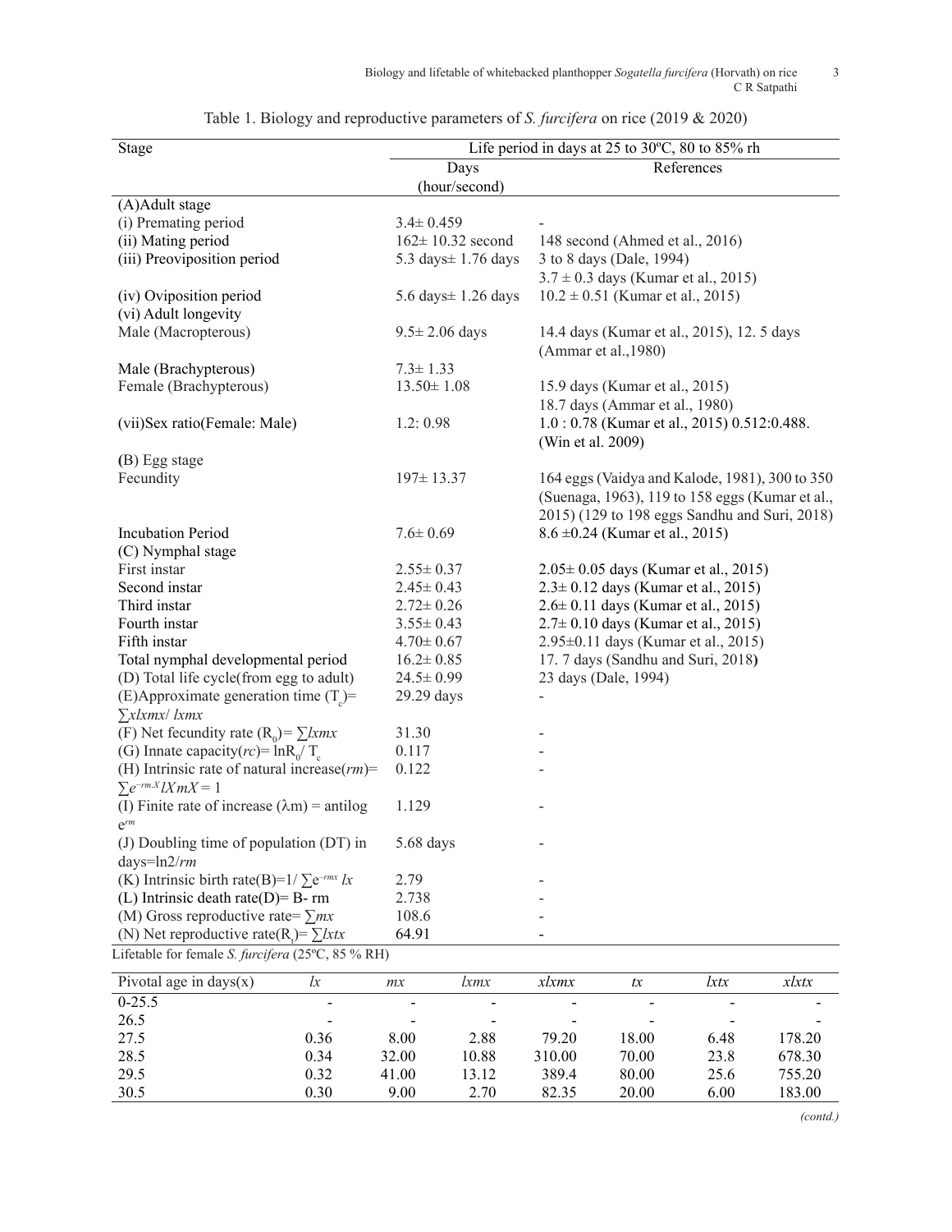Table 1. Biology and reproductive parameters of *S. furcifera* on rice (2019 & 2020)

| Stage | Life period in days at 25 to 30ºC, 80 to 85% rh | |
|---|---|---|
| | Days (hour/second) | References |
| (A)Adult stage | | |
| (i) Premating period | 3.4± 0.459 | - |
| (ii) Mating period | 162± 10.32 second | 148 second (Ahmed et al., 2016) |
| (iii) Preoviposition period | 5.3 days± 1.76 days | 3 to 8 days (Dale, 1994) 3.7 ± 0.3 days (Kumar et al., 2015) |
| (iv) Oviposition period | 5.6 days± 1.26 days | 10.2 ± 0.51 (Kumar et al., 2015) |
| (vi) Adult longevity | | |
| Male (Macropterous) | 9.5± 2.06 days | 14.4 days (Kumar et al., 2015), 12. 5 days (Ammar et al.,1980) |
| Male (Brachypterous) | 7.3± 1.33 | |
| Female (Brachypterous) | 13.50± 1.08 | 15.9 days (Kumar et al., 2015) 18.7 days (Ammar et al., 1980) |
| (vii)Sex ratio(Female: Male) | 1.2: 0.98 | 1.0 : 0.78 (Kumar et al., 2015) 0.512:0.488. (Win et al. 2009) |
| (B) Egg stage | | |
| Fecundity | 197± 13.37 | 164 eggs (Vaidya and Kalode, 1981), 300 to 350 (Suenaga, 1963), 119 to 158 eggs (Kumar et al., 2015) (129 to 198 eggs Sandhu and Suri, 2018) |
| Incubation Period | 7.6± 0.69 | 8.6 ±0.24 (Kumar et al., 2015) |
| (C) Nymphal stage | | |
| First instar | 2.55± 0.37 | 2.05± 0.05 days (Kumar et al., 2015) |
| Second instar | 2.45± 0.43 | 2.3± 0.12 days (Kumar et al., 2015) |
| Third instar | 2.72± 0.26 | 2.6± 0.11 days (Kumar et al., 2015) |
| Fourth instar | 3.55± 0.43 | 2.7± 0.10 days (Kumar et al., 2015) |
| Fifth instar | 4.70± 0.67 | 2.95±0.11 days (Kumar et al., 2015) |
| Total nymphal developmental period | 16.2± 0.85 | 17. 7 days (Sandhu and Suri, 2018) |
| (D) Total life cycle(from egg to adult) | 24.5± 0.99 | 23 days (Dale, 1994) |
| (E)Approximate generation time ($T_c$)= $\sum xlxmx/\ lxmx$ | 29.29 days | - |
| (F) Net fecundity rate ($R_0$)= $\sum lxmx$ | 31.30 | - |
| (G) Innate capacity($rc$)= $\ln R_0/\ T_c$ | 0.117 | - |
| (H) Intrinsic rate of natural increase($rm$)= $\sum e^{-rm.X} lXmX = 1$ | 0.122 | - |
| (I) Finite rate of increase ($\lambda$m) = antilog $e^{rm}$ | 1.129 | - |
| (J) Doubling time of population (DT) in days=ln2/$rm$ | 5.68 days | - |
| (K) Intrinsic birth rate(B)=1/ $\sum e^{-rmx}\ lx$ | 2.79 | - |
| (L) Intrinsic death rate(D)= B- rm | 2.738 | - |
| (M) Gross reproductive rate= $\sum mx$ | 108.6 | - |
| (N) Net reproductive rate($R_t$)= $\sum lxtx$ | 64.91 | - |

Lifetable for female *S. furcifera* (25ºC, 85 % RH)

| Pivotal age in days(x) | *lx* | *mx* | *lxmx* | *xlxmx* | *tx* | *lxtx* | *xlxtx* |
|---|---|---|---|---|---|---|---|
| 0-25.5 | - | - | - | - | - | - | - |
| 26.5 | - | - | - | - | - | - | - |
| 27.5 | 0.36 | 8.00 | 2.88 | 79.20 | 18.00 | 6.48 | 178.20 |
| 28.5 | 0.34 | 32.00 | 10.88 | 310.00 | 70.00 | 23.8 | 678.30 |
| 29.5 | 0.32 | 41.00 | 13.12 | 389.4 | 80.00 | 25.6 | 755.20 |
| 30.5 | 0.30 | 9.00 | 2.70 | 82.35 | 20.00 | 6.00 | 183.00 |

*(contd.)*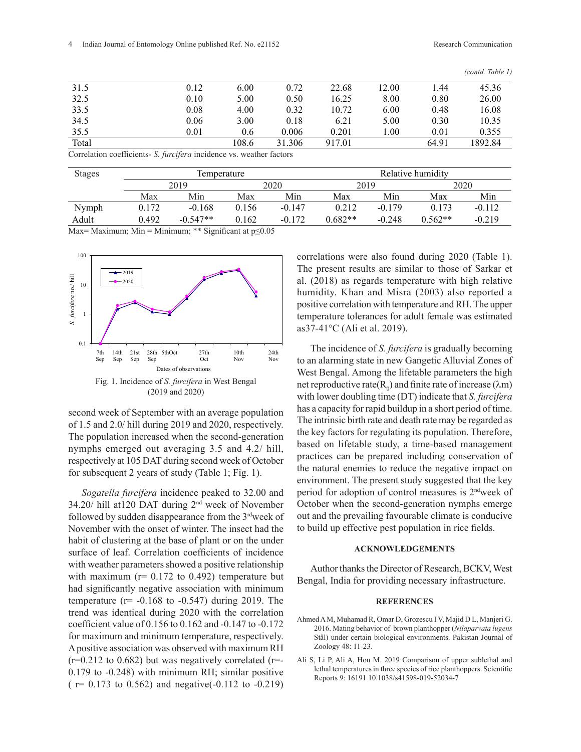*(contd. Table 1)*

| | | | | | | | |
|---|---|---|---|---|---|---|---|
| 31.5 | 0.12 | 6.00 | 0.72 | 22.68 | 12.00 | 1.44 | 45.36 |
| 32.5 | 0.10 | 5.00 | 0.50 | 16.25 | 8.00 | 0.80 | 26.00 |
| 33.5 | 0.08 | 4.00 | 0.32 | 10.72 | 6.00 | 0.48 | 16.08 |
| 34.5 | 0.06 | 3.00 | 0.18 | 6.21 | 5.00 | 0.30 | 10.35 |
| 35.5 | 0.01 | 0.6 | 0.006 | 0.201 | 1.00 | 0.01 | 0.355 |
| Total | | 108.6 | 31.306 | 917.01 | | 64.91 | 1892.84 |

Correlation coefficients- *S. furcifera* incidence vs. weather factors

| Stages | Temperature | | | | Relative humidity | | | |
|---|---|---|---|---|---|---|---|---|
| | 2019 | | 2020 | | 2019 | | 2020 | |
| | Max | Min | Max | Min | Max | Min | Max | Min |
| Nymph | 0.172 | -0.168 | 0.156 | -0.147 | 0.212 | -0.179 | 0.173 | -0.112 |
| Adult | 0.492 | -0.547** | 0.162 | -0.172 | 0.682** | -0.248 | 0.562** | -0.219 |

Max= Maximum; Min = Minimum; ** Significant at $p \leq 0.05$

Fig. 1. Incidence of *S. furcifera* in West Bengal (2019 and 2020)

second week of September with an average population of 1.5 and 2.0/ hill during 2019 and 2020, respectively. The population increased when the second-generation nymphs emerged out averaging 3.5 and 4.2/ hill, respectively at 105 DAT during second week of October for subsequent 2 years of study (Table 1; Fig. 1).

*Sogatella furcifera* incidence peaked to 32.00 and 34.20/ hill at120 DAT during 2nd week of November followed by sudden disappearance from the 3rdweek of November with the onset of winter. The insect had the habit of clustering at the base of plant or on the under surface of leaf. Correlation coefficients of incidence with weather parameters showed a positive relationship with maximum (r= 0.172 to 0.492) temperature but had significantly negative association with minimum temperature (r= -0.168 to -0.547) during 2019. The trend was identical during 2020 with the correlation coefficient value of 0.156 to 0.162 and -0.147 to -0.172 for maximum and minimum temperature, respectively. A positive association was observed with maximum RH (r=0.212 to 0.682) but was negatively correlated (r=-0.179 to -0.248) with minimum RH; similar positive ( r= 0.173 to 0.562) and negative(-0.112 to -0.219) correlations were also found during 2020 (Table 1). The present results are similar to those of Sarkar et al. (2018) as regards temperature with high relative humidity. Khan and Misra (2003) also reported a positive correlation with temperature and RH. The upper temperature tolerances for adult female was estimated as37-41°C (Ali et al. 2019).

The incidence of *S. furcifera* is gradually becoming to an alarming state in new Gangetic Alluvial Zones of West Bengal. Among the lifetable parameters the high net reproductive rate($R_0$) and finite rate of increase ($\lambda$m) with lower doubling time (DT) indicate that *S. furcifera* has a capacity for rapid buildup in a short period of time. The intrinsic birth rate and death rate may be regarded as the key factors for regulating its population. Therefore, based on lifetable study, a time-based management practices can be prepared including conservation of the natural enemies to reduce the negative impact on environment. The present study suggested that the key period for adoption of control measures is 2ndweek of October when the second-generation nymphs emerge out and the prevailing favourable climate is conducive to build up effective pest population in rice fields.

## ACKNOWLEDGEMENTS

Author thanks the Director of Research, BCKV, West Bengal, India for providing necessary infrastructure.

## REFERENCES

Ahmed A M, Muhamad R, Omar D, Grozescu I V, Majid D L, Manjeri G. 2016. Mating behavior of brown planthopper (*Nilaparvata lugens* Stål) under certain biological environments. Pakistan Journal of Zoology 48: 11-23.

Ali S, Li P, Ali A, Hou M. 2019 Comparison of upper sublethal and lethal temperatures in three species of rice planthoppers. Scientific Reports 9: 16191 10.1038/s41598-019-52034-7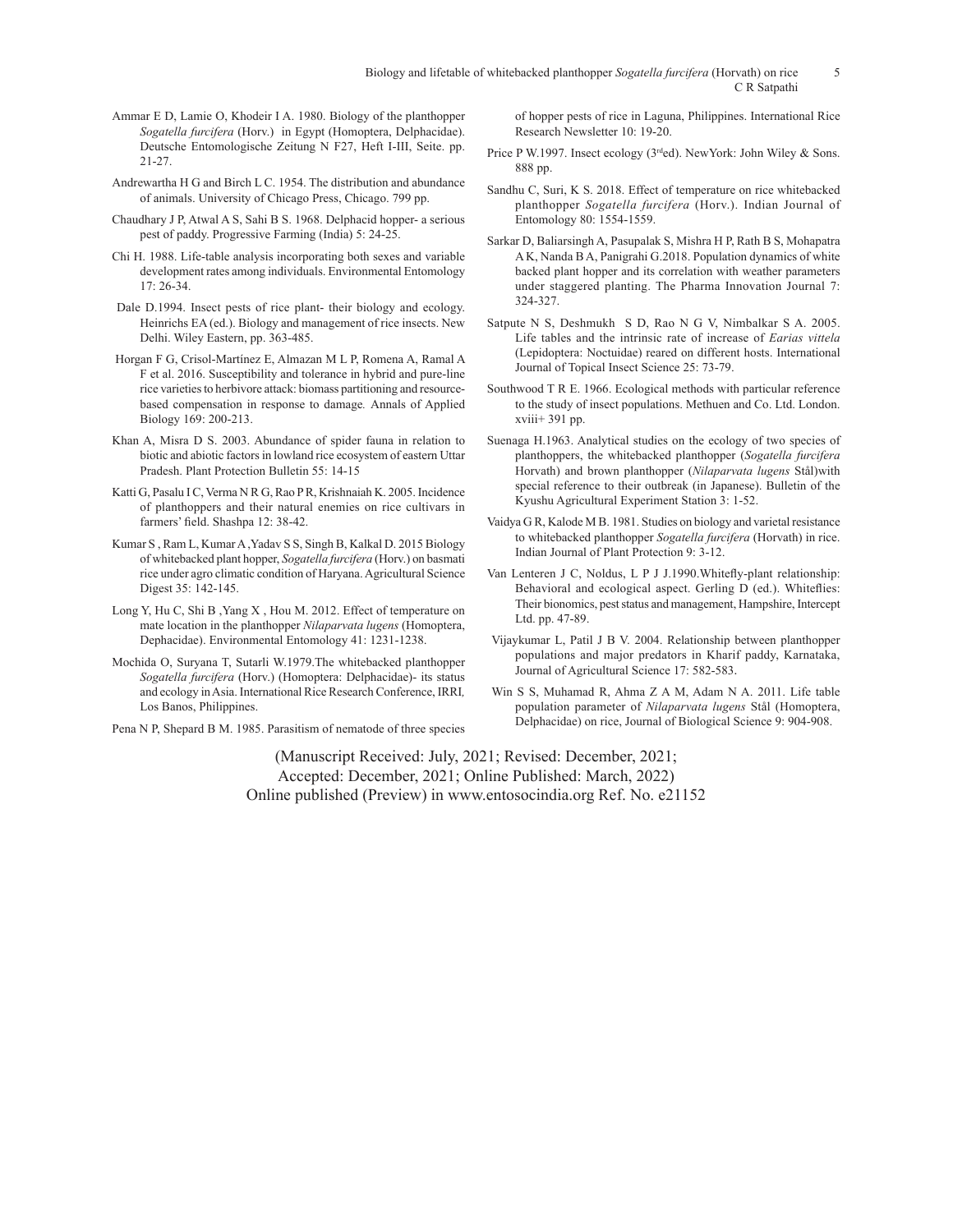Ammar E D, Lamie O, Khodeir I A. 1980. Biology of the planthopper *Sogatella furcifera* (Horv.) in Egypt (Homoptera, Delphacidae). Deutsche Entomologische Zeitung N F27, Heft I-III, Seite. pp. 21-27.

Andrewartha H G and Birch L C. 1954. The distribution and abundance of animals. University of Chicago Press, Chicago. 799 pp.

Chaudhary J P, Atwal A S, Sahi B S. 1968. Delphacid hopper- a serious pest of paddy. Progressive Farming (India) 5: 24-25.

Chi H. 1988. Life-table analysis incorporating both sexes and variable development rates among individuals. Environmental Entomology 17: 26-34.

Dale D.1994. Insect pests of rice plant- their biology and ecology. Heinrichs EA (ed.). Biology and management of rice insects. New Delhi. Wiley Eastern, pp. 363-485.

Horgan F G, Crisol-Martínez E, Almazan M L P, Romena A, Ramal A F et al. 2016. Susceptibility and tolerance in hybrid and pure-line rice varieties to herbivore attack: biomass partitioning and resource-based compensation in response to damage. Annals of Applied Biology 169: 200-213.

Khan A, Misra D S. 2003. Abundance of spider fauna in relation to biotic and abiotic factors in lowland rice ecosystem of eastern Uttar Pradesh. Plant Protection Bulletin 55: 14-15

Katti G, Pasalu I C, Verma N R G, Rao P R, Krishnaiah K. 2005. Incidence of planthoppers and their natural enemies on rice cultivars in farmers' field. Shashpa 12: 38-42.

Kumar S , Ram L, Kumar A ,Yadav S S, Singh B, Kalkal D. 2015 Biology of whitebacked plant hopper, *Sogatella furcifera* (Horv.) on basmati rice under agro climatic condition of Haryana. Agricultural Science Digest 35: 142-145.

Long Y, Hu C, Shi B ,Yang X , Hou M. 2012. Effect of temperature on mate location in the planthopper *Nilaparvata lugens* (Homoptera, Dephacidae). Environmental Entomology 41: 1231-1238.

Mochida O, Suryana T, Sutarli W.1979.The whitebacked planthopper *Sogatella furcifera* (Horv.) (Homoptera: Delphacidae)- its status and ecology in Asia. International Rice Research Conference, IRRI, Los Banos, Philippines.

Pena N P, Shepard B M. 1985. Parasitism of nematode of three species of hopper pests of rice in Laguna, Philippines. International Rice Research Newsletter 10: 19-20.

Price P W.1997. Insect ecology (3rded). NewYork: John Wiley & Sons. 888 pp.

Sandhu C, Suri, K S. 2018. Effect of temperature on rice whitebacked planthopper *Sogatella furcifera* (Horv.). Indian Journal of Entomology 80: 1554-1559.

Sarkar D, Baliarsingh A, Pasupalak S, Mishra H P, Rath B S, Mohapatra A K, Nanda B A, Panigrahi G.2018. Population dynamics of white backed plant hopper and its correlation with weather parameters under staggered planting. The Pharma Innovation Journal 7: 324-327.

Satpute N S, Deshmukh S D, Rao N G V, Nimbalkar S A. 2005. Life tables and the intrinsic rate of increase of *Earias vittela* (Lepidoptera: Noctuidae) reared on different hosts. International Journal of Topical Insect Science 25: 73-79.

Southwood T R E. 1966. Ecological methods with particular reference to the study of insect populations. Methuen and Co. Ltd. London. xviii+ 391 pp.

Suenaga H.1963. Analytical studies on the ecology of two species of planthoppers, the whitebacked planthopper (*Sogatella furcifera* Horvath) and brown planthopper (*Nilaparvata lugens* Stål)with special reference to their outbreak (in Japanese). Bulletin of the Kyushu Agricultural Experiment Station 3: 1-52.

Vaidya G R, Kalode M B. 1981. Studies on biology and varietal resistance to whitebacked planthopper *Sogatella furcifera* (Horvath) in rice. Indian Journal of Plant Protection 9: 3-12.

Van Lenteren J C, Noldus, L P J J.1990.Whitefly-plant relationship: Behavioral and ecological aspect. Gerling D (ed.). Whiteflies: Their bionomics, pest status and management, Hampshire, Intercept Ltd. pp. 47-89.

Vijaykumar L, Patil J B V. 2004. Relationship between planthopper populations and major predators in Kharif paddy, Karnataka, Journal of Agricultural Science 17: 582-583.

Win S S, Muhamad R, Ahma Z A M, Adam N A. 2011. Life table population parameter of *Nilaparvata lugens* Stål (Homoptera, Delphacidae) on rice, Journal of Biological Science 9: 904-908.

(Manuscript Received: July, 2021; Revised: December, 2021;
Accepted: December, 2021; Online Published: March, 2022)
Online published (Preview) in www.entosocindia.org Ref. No. e21152